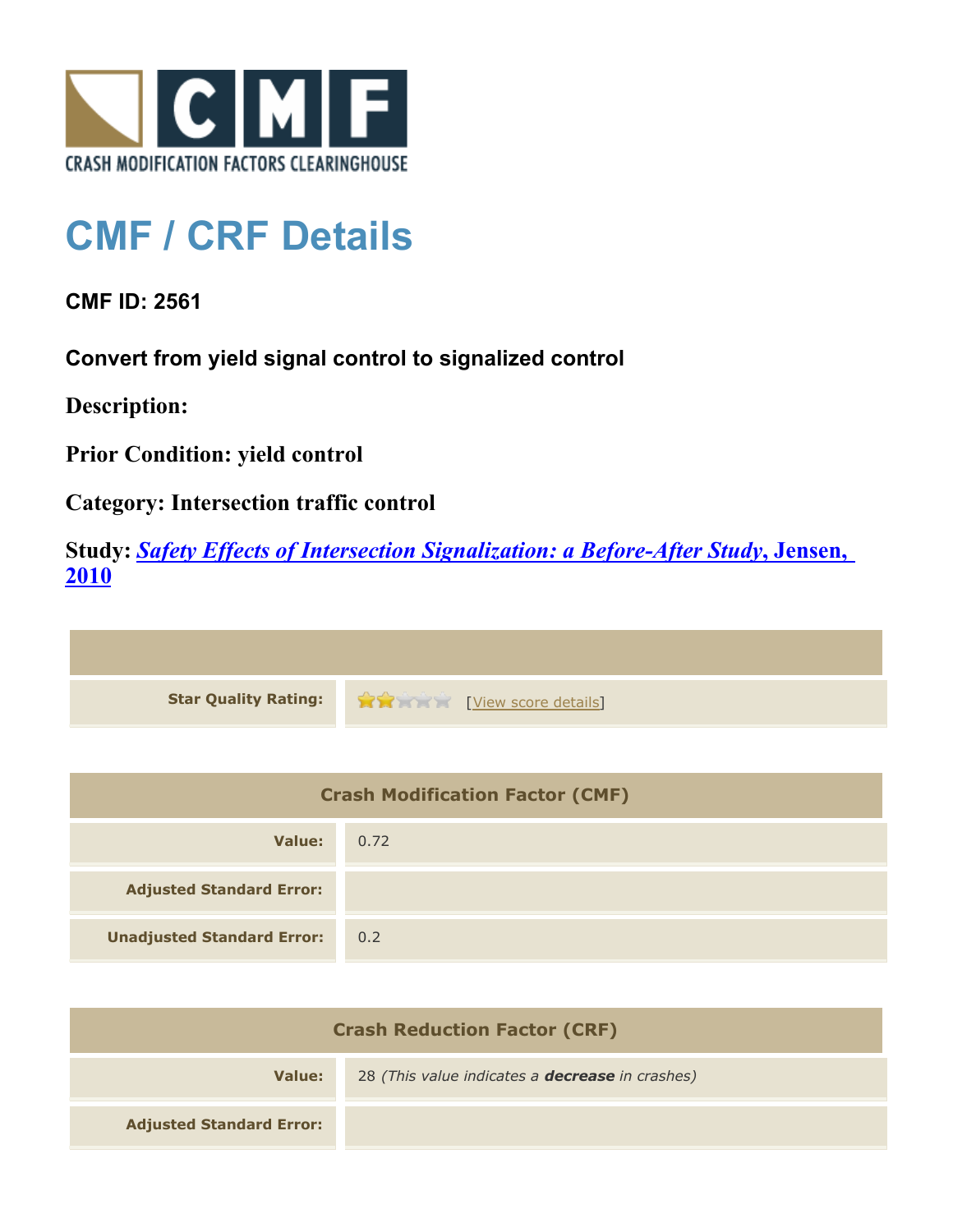# CMF / CRF Details

**CMF ID: 2561**

**Convert from yield signal control to signalized control**

**Description:**

**Prior Condition: yield control**

**Category: Intersection traffic control**

**Study:** ***Safety Effects of Intersection Signalization: a Before-After Study*****, Jensen, 2010**

| | |
|---|---|
| **Star Quality Rating:** | ★★☆☆☆ [View score details] |

| Crash Modification Factor (CMF) | |
|---|---|
| **Value:** | 0.72 |
| **Adjusted Standard Error:** | |
| **Unadjusted Standard Error:** | 0.2 |

| Crash Reduction Factor (CRF) | |
|---|---|
| **Value:** | 28 *(This value indicates a **decrease** in crashes)* |
| **Adjusted Standard Error:** | |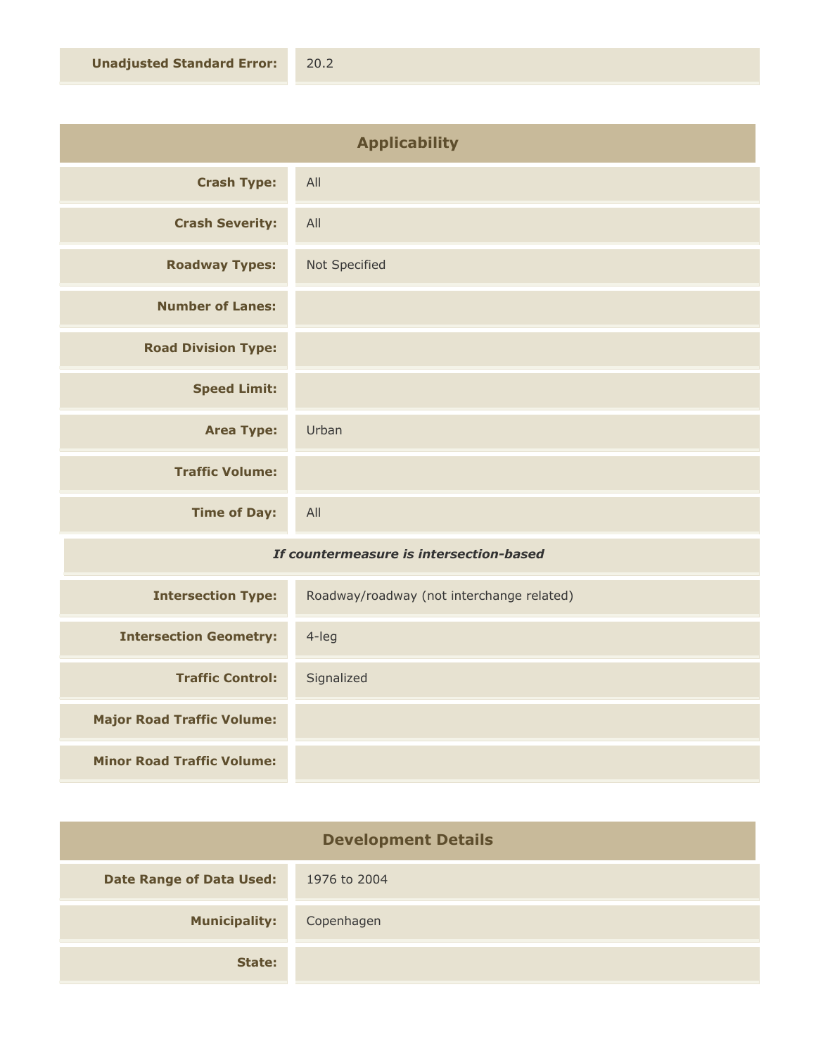| | |
|---|---|
| **Unadjusted Standard Error:** | 20.2 |

## Applicability

| | |
|---|---|
| **Crash Type:** | All |
| **Crash Severity:** | All |
| **Roadway Types:** | Not Specified |
| **Number of Lanes:** | |
| **Road Division Type:** | |
| **Speed Limit:** | |
| **Area Type:** | Urban |
| **Traffic Volume:** | |
| **Time of Day:** | All |

*If countermeasure is intersection-based*

| | |
|---|---|
| **Intersection Type:** | Roadway/roadway (not interchange related) |
| **Intersection Geometry:** | 4-leg |
| **Traffic Control:** | Signalized |
| **Major Road Traffic Volume:** | |
| **Minor Road Traffic Volume:** | |

## Development Details

| | |
|---|---|
| **Date Range of Data Used:** | 1976 to 2004 |
| **Municipality:** | Copenhagen |
| **State:** | |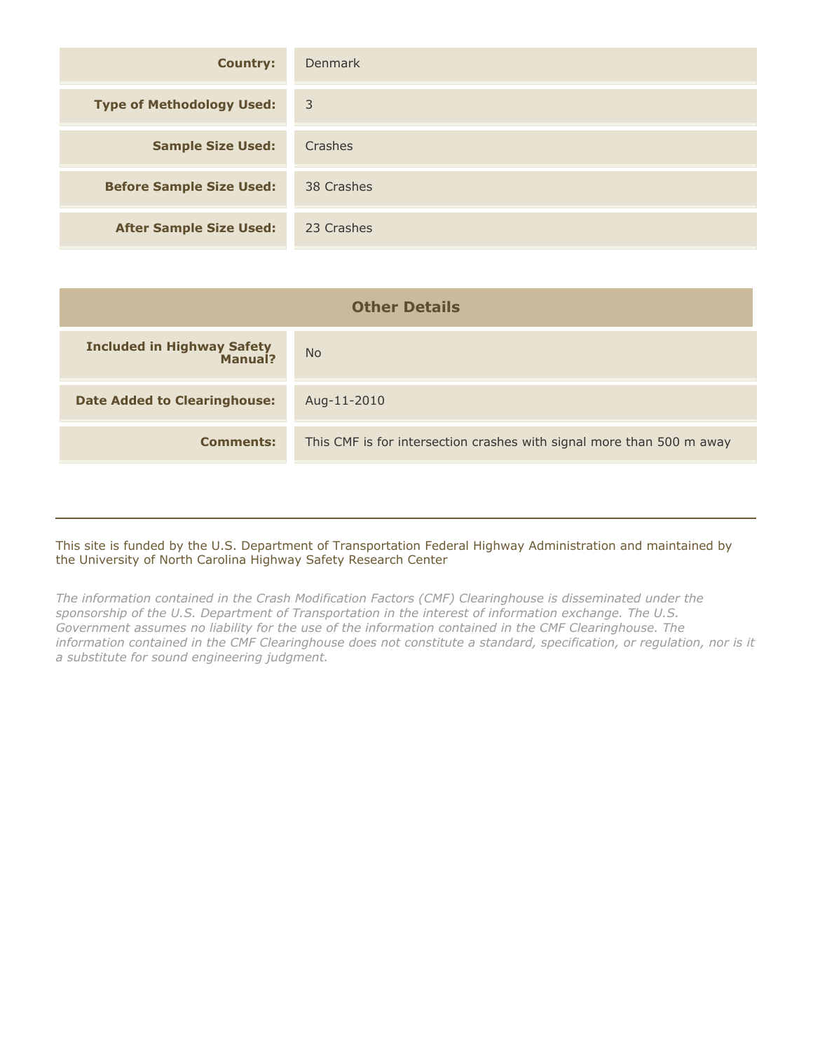| | |
|---|---|
| **Country:** | Denmark |
| **Type of Methodology Used:** | 3 |
| **Sample Size Used:** | Crashes |
| **Before Sample Size Used:** | 38 Crashes |
| **After Sample Size Used:** | 23 Crashes |

## Other Details

| | |
|---|---|
| **Included in Highway Safety Manual?** | No |
| **Date Added to Clearinghouse:** | Aug-11-2010 |
| **Comments:** | This CMF is for intersection crashes with signal more than 500 m away |

---

This site is funded by the U.S. Department of Transportation Federal Highway Administration and maintained by the University of North Carolina Highway Safety Research Center

*The information contained in the Crash Modification Factors (CMF) Clearinghouse is disseminated under the sponsorship of the U.S. Department of Transportation in the interest of information exchange. The U.S. Government assumes no liability for the use of the information contained in the CMF Clearinghouse. The information contained in the CMF Clearinghouse does not constitute a standard, specification, or regulation, nor is it a substitute for sound engineering judgment.*